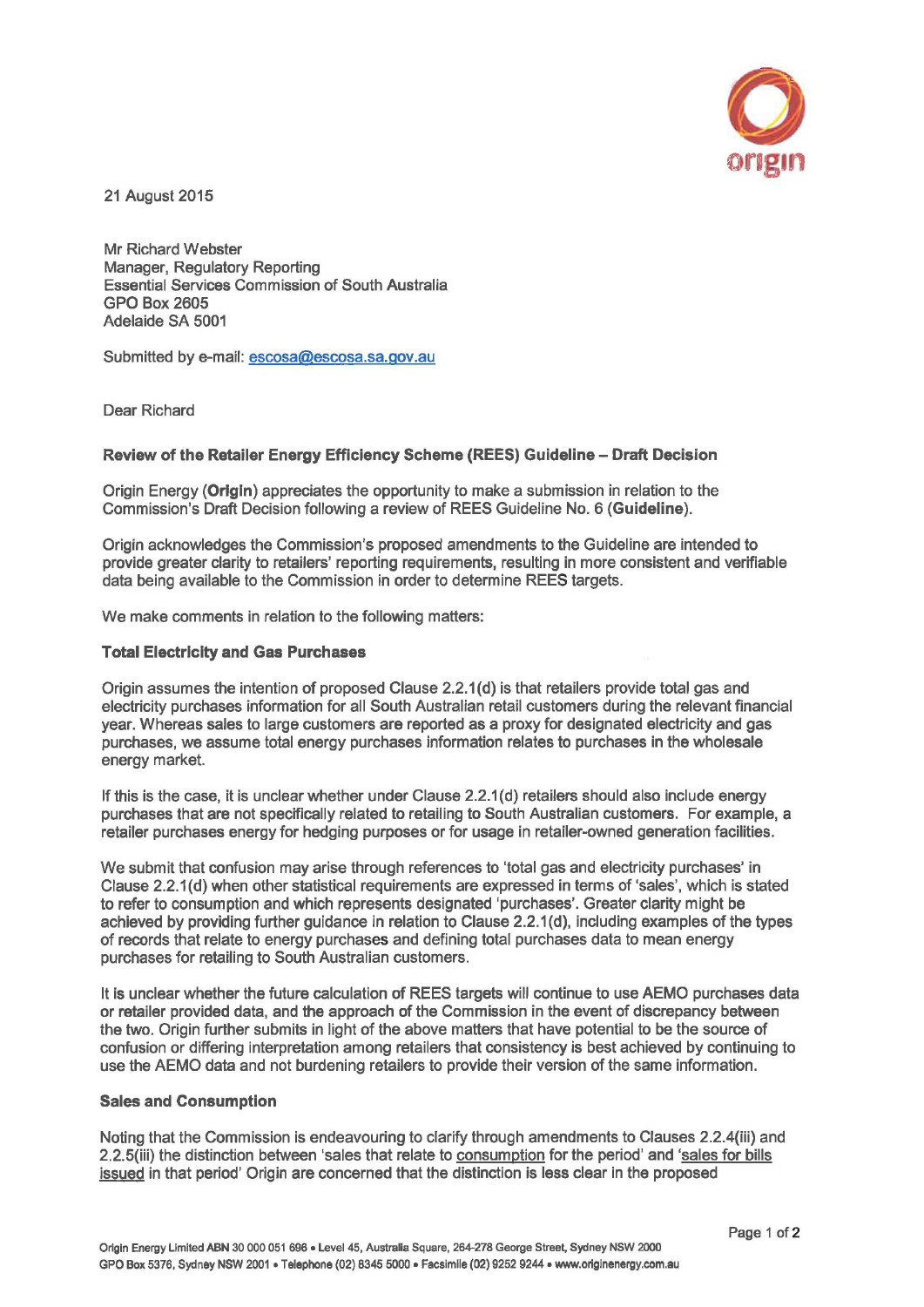21 August 2015

Mr Richard Webster
Manager, Regulatory Reporting
Essential Services Commission of South Australia
GPO Box 2605
Adelaide SA 5001

Submitted by e-mail: escosa@escosa.sa.gov.au

Dear Richard

**Review of the Retailer Energy Efficiency Scheme (REES) Guideline – Draft Decision**

Origin Energy (**Origin**) appreciates the opportunity to make a submission in relation to the Commission's Draft Decision following a review of REES Guideline No. 6 (**Guideline**).

Origin acknowledges the Commission's proposed amendments to the Guideline are intended to provide greater clarity to retailers' reporting requirements, resulting in more consistent and verifiable data being available to the Commission in order to determine REES targets.

We make comments in relation to the following matters:

**Total Electricity and Gas Purchases**

Origin assumes the intention of proposed Clause 2.2.1(d) is that retailers provide total gas and electricity purchases information for all South Australian retail customers during the relevant financial year. Whereas sales to large customers are reported as a proxy for designated electricity and gas purchases, we assume total energy purchases information relates to purchases in the wholesale energy market.

If this is the case, it is unclear whether under Clause 2.2.1(d) retailers should also include energy purchases that are not specifically related to retailing to South Australian customers. For example, a retailer purchases energy for hedging purposes or for usage in retailer-owned generation facilities.

We submit that confusion may arise through references to 'total gas and electricity purchases' in Clause 2.2.1(d) when other statistical requirements are expressed in terms of 'sales', which is stated to refer to consumption and which represents designated 'purchases'. Greater clarity might be achieved by providing further guidance in relation to Clause 2.2.1(d), including examples of the types of records that relate to energy purchases and defining total purchases data to mean energy purchases for retailing to South Australian customers.

It is unclear whether the future calculation of REES targets will continue to use AEMO purchases data or retailer provided data, and the approach of the Commission in the event of discrepancy between the two. Origin further submits in light of the above matters that have potential to be the source of confusion or differing interpretation among retailers that consistency is best achieved by continuing to use the AEMO data and not burdening retailers to provide their version of the same information.

**Sales and Consumption**

Noting that the Commission is endeavouring to clarify through amendments to Clauses 2.2.4(iii) and 2.2.5(iii) the distinction between 'sales that relate to <u>consumption</u> for the period' and '<u>sales for bills issued</u> in that period' Origin are concerned that the distinction is less clear in the proposed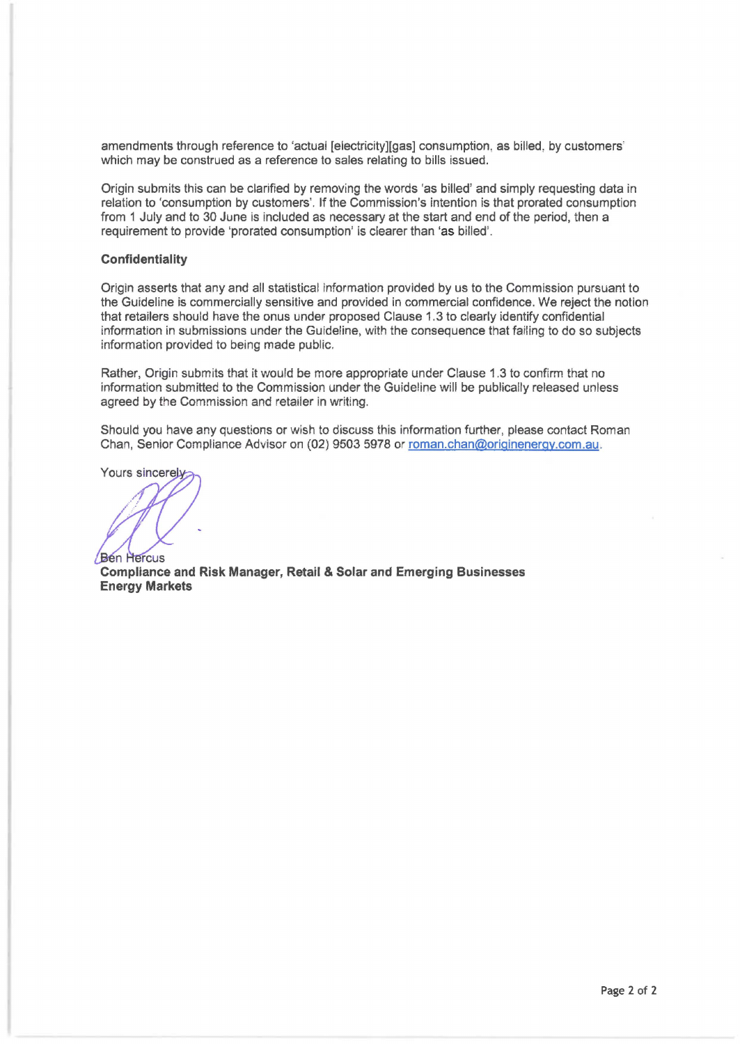amendments through reference to 'actual [electricity][gas] consumption, as billed, by customers' which may be construed as a reference to sales relating to bills issued.

Origin submits this can be clarified by removing the words 'as billed' and simply requesting data in relation to 'consumption by customers'. If the Commission's intention is that prorated consumption from 1 July and to 30 June is included as necessary at the start and end of the period, then a requirement to provide 'prorated consumption' is clearer than 'as billed'.

**Confidentiality**

Origin asserts that any and all statistical information provided by us to the Commission pursuant to the Guideline is commercially sensitive and provided in commercial confidence. We reject the notion that retailers should have the onus under proposed Clause 1.3 to clearly identify confidential information in submissions under the Guideline, with the consequence that failing to do so subjects information provided to being made public.

Rather, Origin submits that it would be more appropriate under Clause 1.3 to confirm that no information submitted to the Commission under the Guideline will be publically released unless agreed by the Commission and retailer in writing.

Should you have any questions or wish to discuss this information further, please contact Roman Chan, Senior Compliance Advisor on (02) 9503 5978 or roman.chan@originenergy.com.au.

Yours sincerely

Ben Hercus
**Compliance and Risk Manager, Retail & Solar and Emerging Businesses**
**Energy Markets**